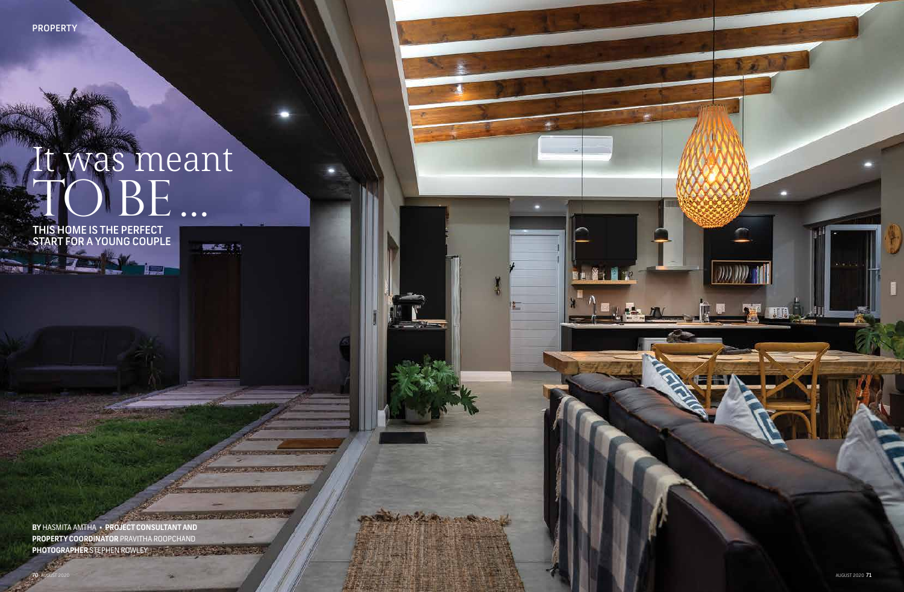# It was meant TO BE …

## THIS HOME IS THE PERFECT START FOR A YOUNG COUPLE

**BY** HASMITA AMTHA • **PROJECT CONSULTANT AND PROPERTY COORDINATOR** PRAVITHA ROOPCHAND
**PHOTOGRAPHER** STEPHEN ROWLEY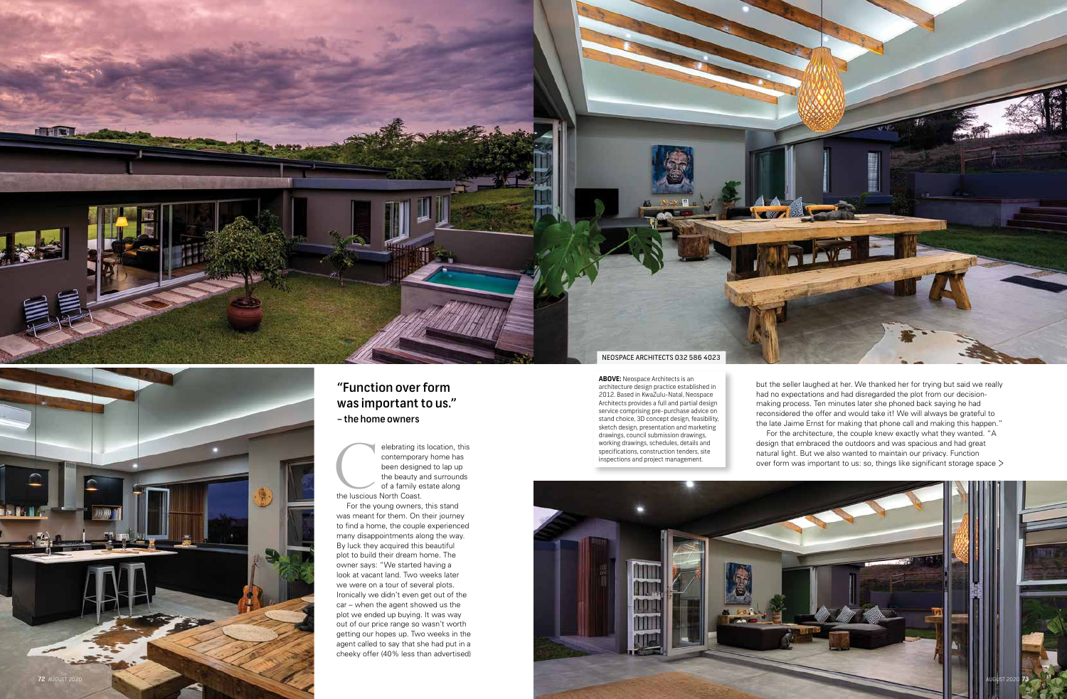## "Function over form was important to us." – the home owners

Celebrating its location, this contemporary home has been designed to lap up the beauty and surrounds of a family estate along the luscious North Coast.

For the young owners, this stand was meant for them. On their journey to find a home, the couple experienced many disappointments along the way. By luck they acquired this beautiful plot to build their dream home. The owner says: "We started having a look at vacant land. Two weeks later we were on a tour of several plots. Ironically we didn't even get out of the car – when the agent showed us the plot we ended up buying. It was way out of our price range so wasn't worth getting our hopes up. Two weeks in the agent called to say that she had put in a cheeky offer (40% less than advertised) but the seller laughed at her. We thanked her for trying but said we really had no expectations and had disregarded the plot from our decision-making process. Ten minutes later she phoned back saying he had reconsidered the offer and would take it! We will always be grateful to the late Jaime Ernst for making that phone call and making this happen."

For the architecture, the couple knew exactly what they wanted. "A design that embraced the outdoors and was spacious and had great natural light. But we also wanted to maintain our privacy. Function over form was important to us: so, things like significant storage space >

NEOSPACE ARCHITECTS 032 586 4023

**ABOVE:** Neospace Architects is an architecture design practice established in 2012. Based in KwaZulu-Natal, Neospace Architects provides a full and partial design service comprising pre-purchase advice on stand choice, 3D concept design, feasibility, sketch design, presentation and marketing drawings, council submission drawings, working drawings, schedules, details and specifications, construction tenders, site inspections and project management.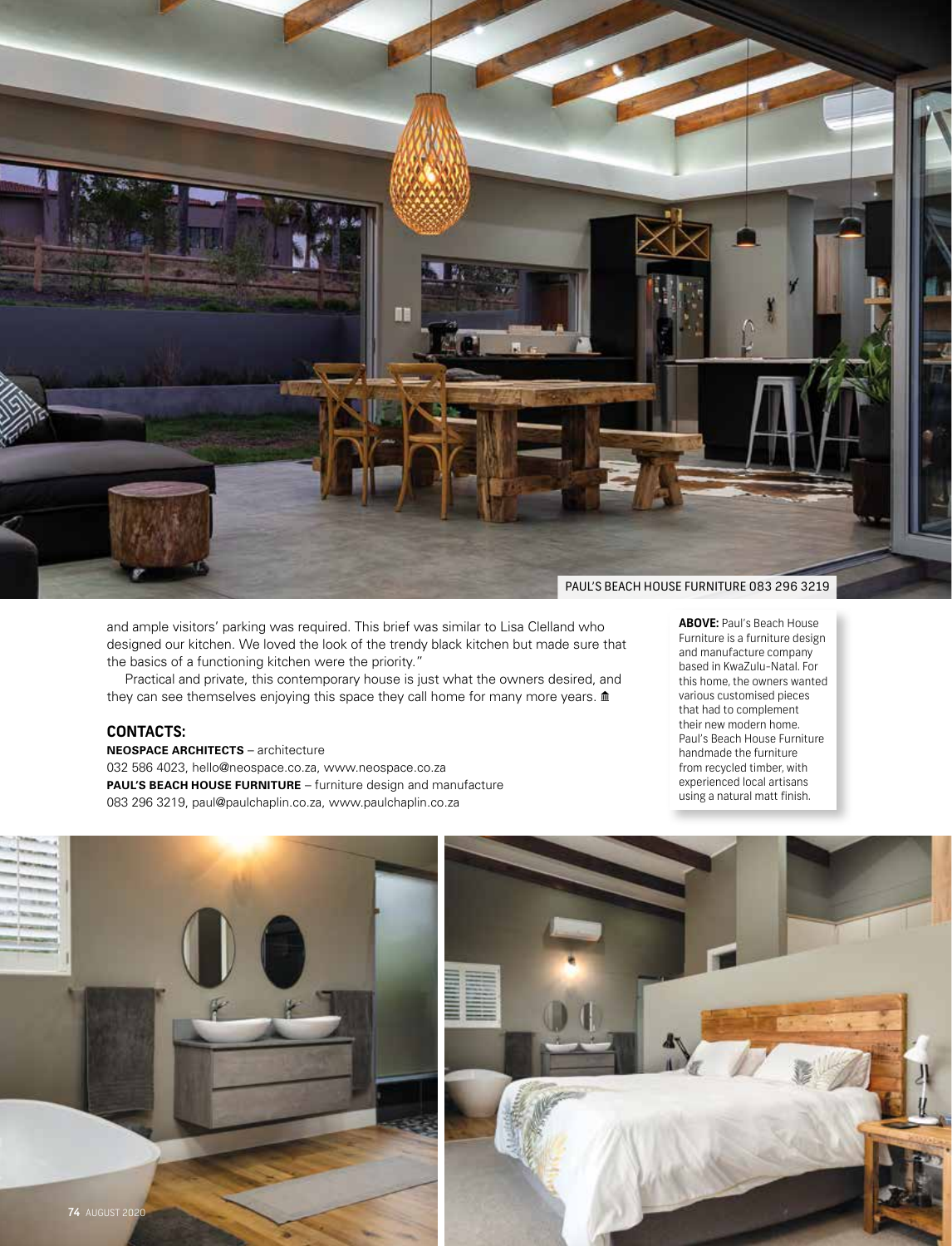PAUL'S BEACH HOUSE FURNITURE 083 296 3219

and ample visitors' parking was required. This brief was similar to Lisa Clelland who designed our kitchen. We loved the look of the trendy black kitchen but made sure that the basics of a functioning kitchen were the priority."

Practical and private, this contemporary house is just what the owners desired, and they can see themselves enjoying this space they call home for many more years.

**ABOVE:** Paul's Beach House Furniture is a furniture design and manufacture company based in KwaZulu-Natal. For this home, the owners wanted various customised pieces that had to complement their new modern home. Paul's Beach House Furniture handmade the furniture from recycled timber, with experienced local artisans using a natural matt finish.

## CONTACTS:

**NEOSPACE ARCHITECTS** – architecture
032 586 4023, hello@neospace.co.za, www.neospace.co.za

**PAUL'S BEACH HOUSE FURNITURE** – furniture design and manufacture
083 296 3219, paul@paulchaplin.co.za, www.paulchaplin.co.za